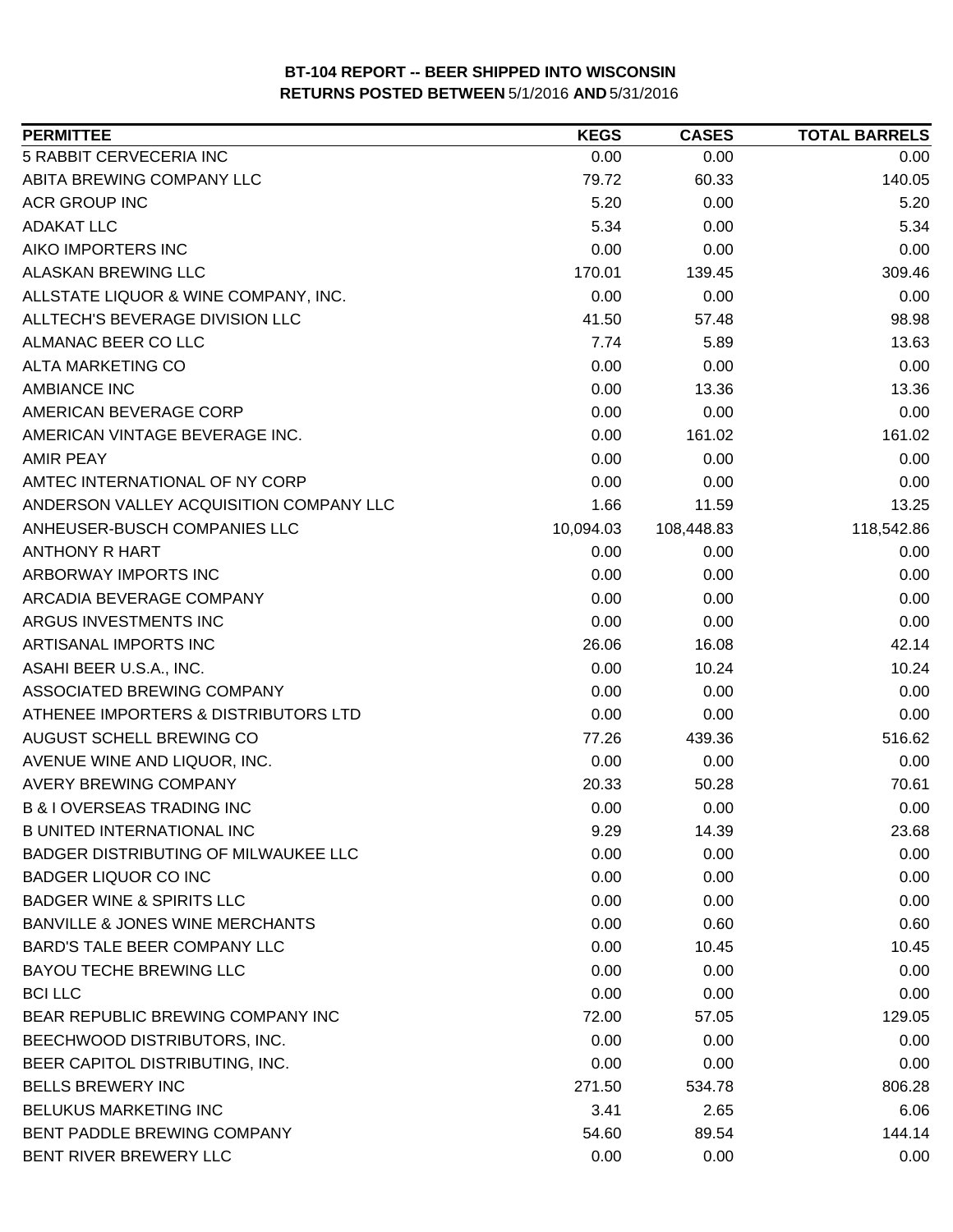**BT-104 REPORT -- BEER SHIPPED INTO WISCONSIN**
**RETURNS POSTED BETWEEN 5/1/2016 AND 5/31/2016**

| PERMITTEE | KEGS | CASES | TOTAL BARRELS |
|---|---|---|---|
| 5 RABBIT CERVECERIA INC | 0.00 | 0.00 | 0.00 |
| ABITA BREWING COMPANY LLC | 79.72 | 60.33 | 140.05 |
| ACR GROUP INC | 5.20 | 0.00 | 5.20 |
| ADAKAT LLC | 5.34 | 0.00 | 5.34 |
| AIKO IMPORTERS INC | 0.00 | 0.00 | 0.00 |
| ALASKAN BREWING LLC | 170.01 | 139.45 | 309.46 |
| ALLSTATE LIQUOR & WINE COMPANY, INC. | 0.00 | 0.00 | 0.00 |
| ALLTECH'S BEVERAGE DIVISION LLC | 41.50 | 57.48 | 98.98 |
| ALMANAC BEER CO LLC | 7.74 | 5.89 | 13.63 |
| ALTA MARKETING CO | 0.00 | 0.00 | 0.00 |
| AMBIANCE INC | 0.00 | 13.36 | 13.36 |
| AMERICAN BEVERAGE CORP | 0.00 | 0.00 | 0.00 |
| AMERICAN VINTAGE BEVERAGE INC. | 0.00 | 161.02 | 161.02 |
| AMIR PEAY | 0.00 | 0.00 | 0.00 |
| AMTEC INTERNATIONAL OF NY CORP | 0.00 | 0.00 | 0.00 |
| ANDERSON VALLEY ACQUISITION COMPANY LLC | 1.66 | 11.59 | 13.25 |
| ANHEUSER-BUSCH COMPANIES LLC | 10,094.03 | 108,448.83 | 118,542.86 |
| ANTHONY R HART | 0.00 | 0.00 | 0.00 |
| ARBORWAY IMPORTS INC | 0.00 | 0.00 | 0.00 |
| ARCADIA BEVERAGE COMPANY | 0.00 | 0.00 | 0.00 |
| ARGUS INVESTMENTS INC | 0.00 | 0.00 | 0.00 |
| ARTISANAL IMPORTS INC | 26.06 | 16.08 | 42.14 |
| ASAHI BEER U.S.A., INC. | 0.00 | 10.24 | 10.24 |
| ASSOCIATED BREWING COMPANY | 0.00 | 0.00 | 0.00 |
| ATHENEE IMPORTERS & DISTRIBUTORS LTD | 0.00 | 0.00 | 0.00 |
| AUGUST SCHELL BREWING CO | 77.26 | 439.36 | 516.62 |
| AVENUE WINE AND LIQUOR, INC. | 0.00 | 0.00 | 0.00 |
| AVERY BREWING COMPANY | 20.33 | 50.28 | 70.61 |
| B & I OVERSEAS TRADING INC | 0.00 | 0.00 | 0.00 |
| B UNITED INTERNATIONAL INC | 9.29 | 14.39 | 23.68 |
| BADGER DISTRIBUTING OF MILWAUKEE LLC | 0.00 | 0.00 | 0.00 |
| BADGER LIQUOR CO INC | 0.00 | 0.00 | 0.00 |
| BADGER WINE & SPIRITS LLC | 0.00 | 0.00 | 0.00 |
| BANVILLE & JONES WINE MERCHANTS | 0.00 | 0.60 | 0.60 |
| BARD'S TALE BEER COMPANY LLC | 0.00 | 10.45 | 10.45 |
| BAYOU TECHE BREWING LLC | 0.00 | 0.00 | 0.00 |
| BCI LLC | 0.00 | 0.00 | 0.00 |
| BEAR REPUBLIC BREWING COMPANY INC | 72.00 | 57.05 | 129.05 |
| BEECHWOOD DISTRIBUTORS, INC. | 0.00 | 0.00 | 0.00 |
| BEER CAPITOL DISTRIBUTING, INC. | 0.00 | 0.00 | 0.00 |
| BELLS BREWERY INC | 271.50 | 534.78 | 806.28 |
| BELUKUS MARKETING INC | 3.41 | 2.65 | 6.06 |
| BENT PADDLE BREWING COMPANY | 54.60 | 89.54 | 144.14 |
| BENT RIVER BREWERY LLC | 0.00 | 0.00 | 0.00 |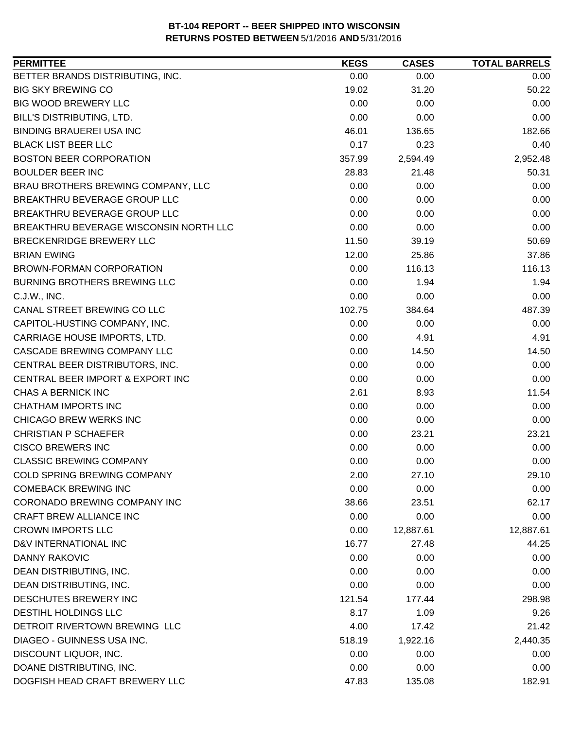**BT-104 REPORT -- BEER SHIPPED INTO WISCONSIN**
**RETURNS POSTED BETWEEN 5/1/2016 AND 5/31/2016**

| PERMITTEE | KEGS | CASES | TOTAL BARRELS |
|---|---|---|---|
| BETTER BRANDS DISTRIBUTING, INC. | 0.00 | 0.00 | 0.00 |
| BIG SKY BREWING CO | 19.02 | 31.20 | 50.22 |
| BIG WOOD BREWERY LLC | 0.00 | 0.00 | 0.00 |
| BILL'S DISTRIBUTING, LTD. | 0.00 | 0.00 | 0.00 |
| BINDING BRAUEREI USA INC | 46.01 | 136.65 | 182.66 |
| BLACK LIST BEER LLC | 0.17 | 0.23 | 0.40 |
| BOSTON BEER CORPORATION | 357.99 | 2,594.49 | 2,952.48 |
| BOULDER BEER INC | 28.83 | 21.48 | 50.31 |
| BRAU BROTHERS BREWING COMPANY, LLC | 0.00 | 0.00 | 0.00 |
| BREAKTHRU BEVERAGE GROUP LLC | 0.00 | 0.00 | 0.00 |
| BREAKTHRU BEVERAGE GROUP LLC | 0.00 | 0.00 | 0.00 |
| BREAKTHRU BEVERAGE WISCONSIN NORTH LLC | 0.00 | 0.00 | 0.00 |
| BRECKENRIDGE BREWERY LLC | 11.50 | 39.19 | 50.69 |
| BRIAN EWING | 12.00 | 25.86 | 37.86 |
| BROWN-FORMAN CORPORATION | 0.00 | 116.13 | 116.13 |
| BURNING BROTHERS BREWING LLC | 0.00 | 1.94 | 1.94 |
| C.J.W., INC. | 0.00 | 0.00 | 0.00 |
| CANAL STREET BREWING CO LLC | 102.75 | 384.64 | 487.39 |
| CAPITOL-HUSTING COMPANY, INC. | 0.00 | 0.00 | 0.00 |
| CARRIAGE HOUSE IMPORTS, LTD. | 0.00 | 4.91 | 4.91 |
| CASCADE BREWING COMPANY LLC | 0.00 | 14.50 | 14.50 |
| CENTRAL BEER DISTRIBUTORS, INC. | 0.00 | 0.00 | 0.00 |
| CENTRAL BEER IMPORT & EXPORT INC | 0.00 | 0.00 | 0.00 |
| CHAS A BERNICK INC | 2.61 | 8.93 | 11.54 |
| CHATHAM IMPORTS INC | 0.00 | 0.00 | 0.00 |
| CHICAGO BREW WERKS INC | 0.00 | 0.00 | 0.00 |
| CHRISTIAN P SCHAEFER | 0.00 | 23.21 | 23.21 |
| CISCO BREWERS INC | 0.00 | 0.00 | 0.00 |
| CLASSIC BREWING COMPANY | 0.00 | 0.00 | 0.00 |
| COLD SPRING BREWING COMPANY | 2.00 | 27.10 | 29.10 |
| COMEBACK BREWING INC | 0.00 | 0.00 | 0.00 |
| CORONADO BREWING COMPANY INC | 38.66 | 23.51 | 62.17 |
| CRAFT BREW ALLIANCE INC | 0.00 | 0.00 | 0.00 |
| CROWN IMPORTS LLC | 0.00 | 12,887.61 | 12,887.61 |
| D&V INTERNATIONAL INC | 16.77 | 27.48 | 44.25 |
| DANNY RAKOVIC | 0.00 | 0.00 | 0.00 |
| DEAN DISTRIBUTING, INC. | 0.00 | 0.00 | 0.00 |
| DEAN DISTRIBUTING, INC. | 0.00 | 0.00 | 0.00 |
| DESCHUTES BREWERY INC | 121.54 | 177.44 | 298.98 |
| DESTIHL HOLDINGS LLC | 8.17 | 1.09 | 9.26 |
| DETROIT RIVERTOWN BREWING LLC | 4.00 | 17.42 | 21.42 |
| DIAGEO - GUINNESS USA INC. | 518.19 | 1,922.16 | 2,440.35 |
| DISCOUNT LIQUOR, INC. | 0.00 | 0.00 | 0.00 |
| DOANE DISTRIBUTING, INC. | 0.00 | 0.00 | 0.00 |
| DOGFISH HEAD CRAFT BREWERY LLC | 47.83 | 135.08 | 182.91 |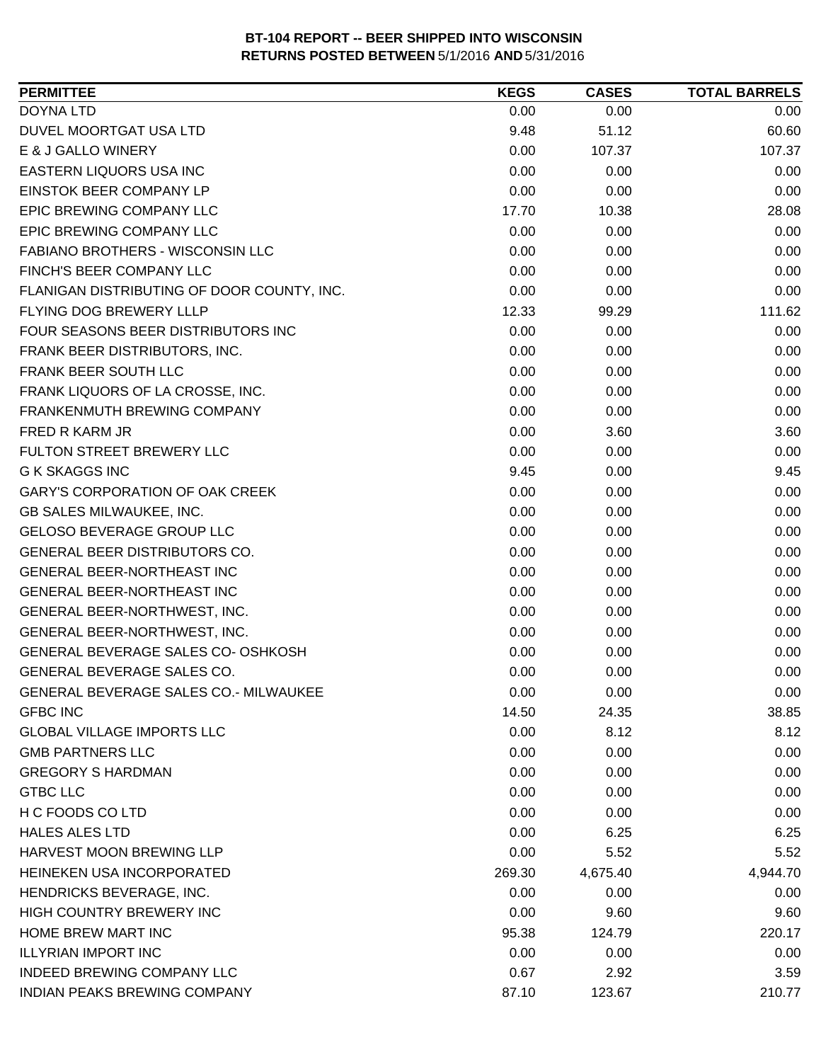# BT-104 REPORT -- BEER SHIPPED INTO WISCONSIN
## RETURNS POSTED BETWEEN 5/1/2016 AND 5/31/2016

| PERMITTEE | KEGS | CASES | TOTAL BARRELS |
|---|---|---|---|
| DOYNA LTD | 0.00 | 0.00 | 0.00 |
| DUVEL MOORTGAT USA LTD | 9.48 | 51.12 | 60.60 |
| E & J GALLO WINERY | 0.00 | 107.37 | 107.37 |
| EASTERN LIQUORS USA INC | 0.00 | 0.00 | 0.00 |
| EINSTOK BEER COMPANY LP | 0.00 | 0.00 | 0.00 |
| EPIC BREWING COMPANY LLC | 17.70 | 10.38 | 28.08 |
| EPIC BREWING COMPANY LLC | 0.00 | 0.00 | 0.00 |
| FABIANO BROTHERS - WISCONSIN LLC | 0.00 | 0.00 | 0.00 |
| FINCH'S BEER COMPANY LLC | 0.00 | 0.00 | 0.00 |
| FLANIGAN DISTRIBUTING OF DOOR COUNTY, INC. | 0.00 | 0.00 | 0.00 |
| FLYING DOG BREWERY LLLP | 12.33 | 99.29 | 111.62 |
| FOUR SEASONS BEER DISTRIBUTORS INC | 0.00 | 0.00 | 0.00 |
| FRANK BEER DISTRIBUTORS, INC. | 0.00 | 0.00 | 0.00 |
| FRANK BEER SOUTH LLC | 0.00 | 0.00 | 0.00 |
| FRANK LIQUORS OF LA CROSSE, INC. | 0.00 | 0.00 | 0.00 |
| FRANKENMUTH BREWING COMPANY | 0.00 | 0.00 | 0.00 |
| FRED R KARM JR | 0.00 | 3.60 | 3.60 |
| FULTON STREET BREWERY LLC | 0.00 | 0.00 | 0.00 |
| G K SKAGGS INC | 9.45 | 0.00 | 9.45 |
| GARY'S CORPORATION OF OAK CREEK | 0.00 | 0.00 | 0.00 |
| GB SALES MILWAUKEE, INC. | 0.00 | 0.00 | 0.00 |
| GELOSO BEVERAGE GROUP LLC | 0.00 | 0.00 | 0.00 |
| GENERAL BEER DISTRIBUTORS CO. | 0.00 | 0.00 | 0.00 |
| GENERAL BEER-NORTHEAST INC | 0.00 | 0.00 | 0.00 |
| GENERAL BEER-NORTHEAST INC | 0.00 | 0.00 | 0.00 |
| GENERAL BEER-NORTHWEST, INC. | 0.00 | 0.00 | 0.00 |
| GENERAL BEER-NORTHWEST, INC. | 0.00 | 0.00 | 0.00 |
| GENERAL BEVERAGE SALES CO- OSHKOSH | 0.00 | 0.00 | 0.00 |
| GENERAL BEVERAGE SALES CO. | 0.00 | 0.00 | 0.00 |
| GENERAL BEVERAGE SALES CO.- MILWAUKEE | 0.00 | 0.00 | 0.00 |
| GFBC INC | 14.50 | 24.35 | 38.85 |
| GLOBAL VILLAGE IMPORTS LLC | 0.00 | 8.12 | 8.12 |
| GMB PARTNERS LLC | 0.00 | 0.00 | 0.00 |
| GREGORY S HARDMAN | 0.00 | 0.00 | 0.00 |
| GTBC LLC | 0.00 | 0.00 | 0.00 |
| H C FOODS CO LTD | 0.00 | 0.00 | 0.00 |
| HALES ALES LTD | 0.00 | 6.25 | 6.25 |
| HARVEST MOON BREWING LLP | 0.00 | 5.52 | 5.52 |
| HEINEKEN USA INCORPORATED | 269.30 | 4,675.40 | 4,944.70 |
| HENDRICKS BEVERAGE, INC. | 0.00 | 0.00 | 0.00 |
| HIGH COUNTRY BREWERY INC | 0.00 | 9.60 | 9.60 |
| HOME BREW MART INC | 95.38 | 124.79 | 220.17 |
| ILLYRIAN IMPORT INC | 0.00 | 0.00 | 0.00 |
| INDEED BREWING COMPANY LLC | 0.67 | 2.92 | 3.59 |
| INDIAN PEAKS BREWING COMPANY | 87.10 | 123.67 | 210.77 |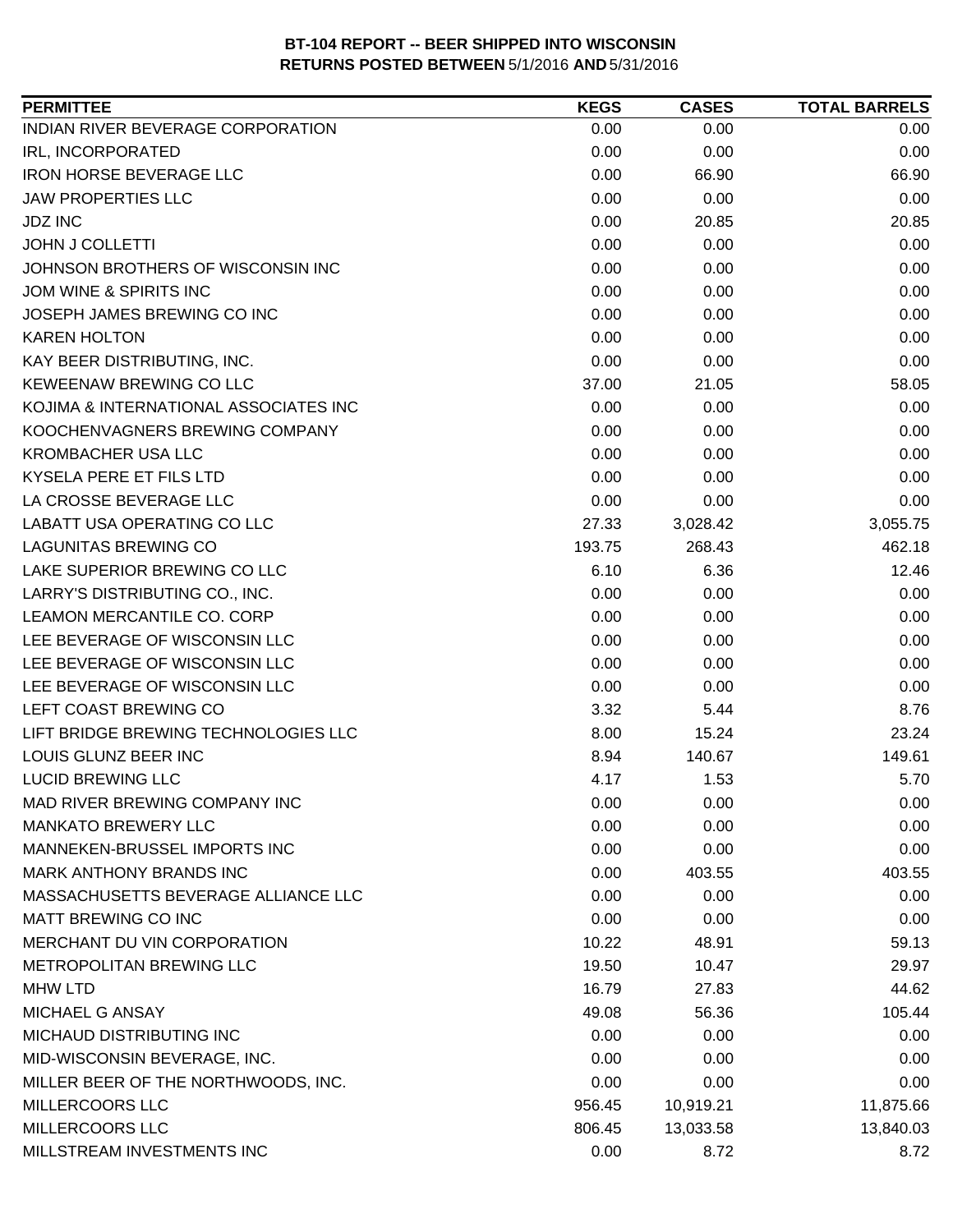**BT-104 REPORT -- BEER SHIPPED INTO WISCONSIN**
**RETURNS POSTED BETWEEN 5/1/2016 AND 5/31/2016**

| PERMITTEE | KEGS | CASES | TOTAL BARRELS |
|---|---|---|---|
| INDIAN RIVER BEVERAGE CORPORATION | 0.00 | 0.00 | 0.00 |
| IRL, INCORPORATED | 0.00 | 0.00 | 0.00 |
| IRON HORSE BEVERAGE LLC | 0.00 | 66.90 | 66.90 |
| JAW PROPERTIES LLC | 0.00 | 0.00 | 0.00 |
| JDZ INC | 0.00 | 20.85 | 20.85 |
| JOHN J COLLETTI | 0.00 | 0.00 | 0.00 |
| JOHNSON BROTHERS OF WISCONSIN INC | 0.00 | 0.00 | 0.00 |
| JOM WINE & SPIRITS INC | 0.00 | 0.00 | 0.00 |
| JOSEPH JAMES BREWING CO INC | 0.00 | 0.00 | 0.00 |
| KAREN HOLTON | 0.00 | 0.00 | 0.00 |
| KAY BEER DISTRIBUTING, INC. | 0.00 | 0.00 | 0.00 |
| KEWEENAW BREWING CO LLC | 37.00 | 21.05 | 58.05 |
| KOJIMA & INTERNATIONAL ASSOCIATES INC | 0.00 | 0.00 | 0.00 |
| KOOCHENVAGNERS BREWING COMPANY | 0.00 | 0.00 | 0.00 |
| KROMBACHER USA LLC | 0.00 | 0.00 | 0.00 |
| KYSELA PERE ET FILS LTD | 0.00 | 0.00 | 0.00 |
| LA CROSSE BEVERAGE LLC | 0.00 | 0.00 | 0.00 |
| LABATT USA OPERATING CO LLC | 27.33 | 3,028.42 | 3,055.75 |
| LAGUNITAS BREWING CO | 193.75 | 268.43 | 462.18 |
| LAKE SUPERIOR BREWING CO LLC | 6.10 | 6.36 | 12.46 |
| LARRY'S DISTRIBUTING CO., INC. | 0.00 | 0.00 | 0.00 |
| LEAMON MERCANTILE CO. CORP | 0.00 | 0.00 | 0.00 |
| LEE BEVERAGE OF WISCONSIN LLC | 0.00 | 0.00 | 0.00 |
| LEE BEVERAGE OF WISCONSIN LLC | 0.00 | 0.00 | 0.00 |
| LEE BEVERAGE OF WISCONSIN LLC | 0.00 | 0.00 | 0.00 |
| LEFT COAST BREWING CO | 3.32 | 5.44 | 8.76 |
| LIFT BRIDGE BREWING TECHNOLOGIES LLC | 8.00 | 15.24 | 23.24 |
| LOUIS GLUNZ BEER INC | 8.94 | 140.67 | 149.61 |
| LUCID BREWING LLC | 4.17 | 1.53 | 5.70 |
| MAD RIVER BREWING COMPANY INC | 0.00 | 0.00 | 0.00 |
| MANKATO BREWERY LLC | 0.00 | 0.00 | 0.00 |
| MANNEKEN-BRUSSEL IMPORTS INC | 0.00 | 0.00 | 0.00 |
| MARK ANTHONY BRANDS INC | 0.00 | 403.55 | 403.55 |
| MASSACHUSETTS BEVERAGE ALLIANCE LLC | 0.00 | 0.00 | 0.00 |
| MATT BREWING CO INC | 0.00 | 0.00 | 0.00 |
| MERCHANT DU VIN CORPORATION | 10.22 | 48.91 | 59.13 |
| METROPOLITAN BREWING LLC | 19.50 | 10.47 | 29.97 |
| MHW LTD | 16.79 | 27.83 | 44.62 |
| MICHAEL G ANSAY | 49.08 | 56.36 | 105.44 |
| MICHAUD DISTRIBUTING INC | 0.00 | 0.00 | 0.00 |
| MID-WISCONSIN BEVERAGE, INC. | 0.00 | 0.00 | 0.00 |
| MILLER BEER OF THE NORTHWOODS, INC. | 0.00 | 0.00 | 0.00 |
| MILLERCOORS LLC | 956.45 | 10,919.21 | 11,875.66 |
| MILLERCOORS LLC | 806.45 | 13,033.58 | 13,840.03 |
| MILLSTREAM INVESTMENTS INC | 0.00 | 8.72 | 8.72 |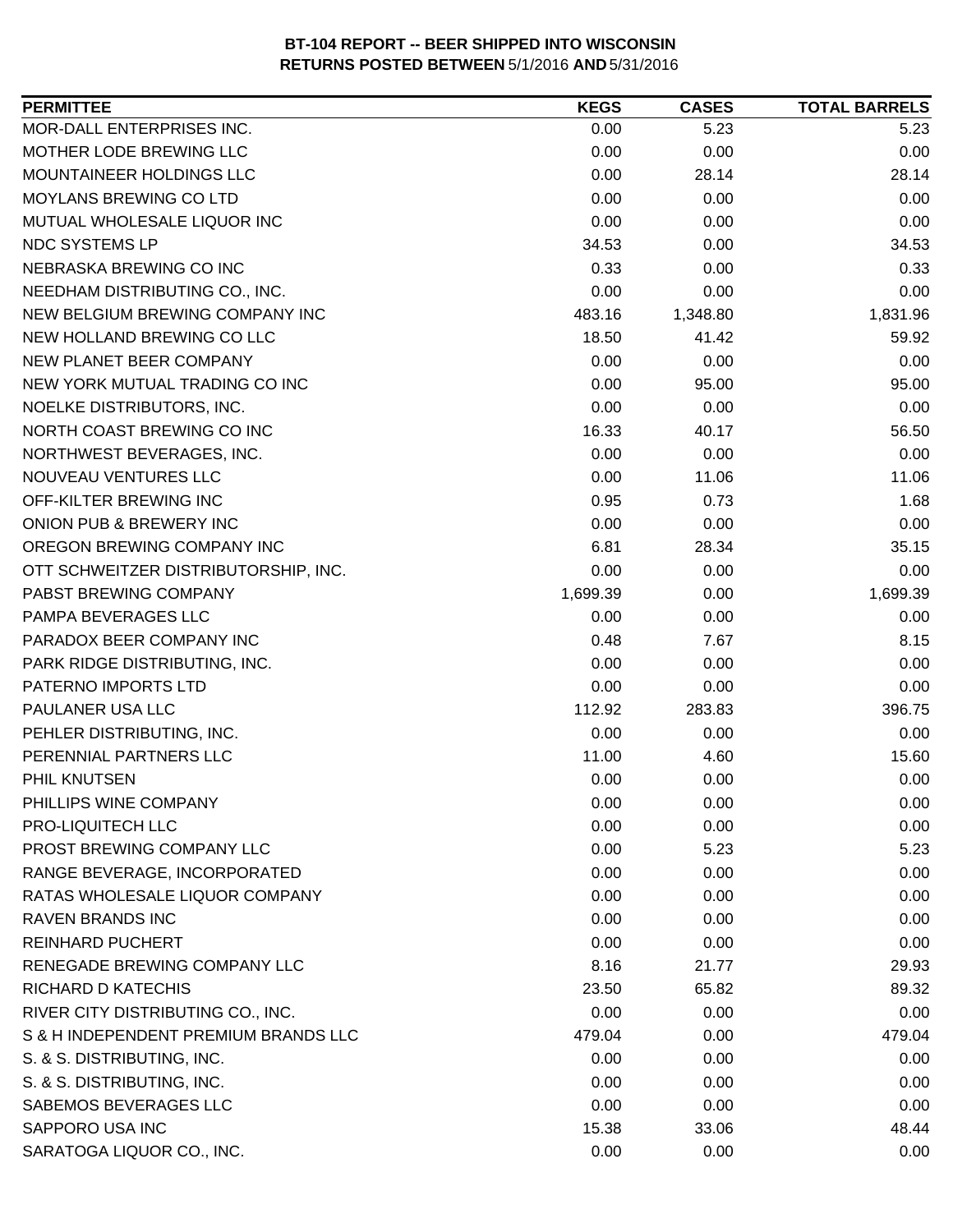**BT-104 REPORT -- BEER SHIPPED INTO WISCONSIN**
**RETURNS POSTED BETWEEN** 5/1/2016 **AND** 5/31/2016

| PERMITTEE | KEGS | CASES | TOTAL BARRELS |
|---|---|---|---|
| MOR-DALL ENTERPRISES INC. | 0.00 | 5.23 | 5.23 |
| MOTHER LODE BREWING LLC | 0.00 | 0.00 | 0.00 |
| MOUNTAINEER HOLDINGS LLC | 0.00 | 28.14 | 28.14 |
| MOYLANS BREWING CO LTD | 0.00 | 0.00 | 0.00 |
| MUTUAL WHOLESALE LIQUOR INC | 0.00 | 0.00 | 0.00 |
| NDC SYSTEMS LP | 34.53 | 0.00 | 34.53 |
| NEBRASKA BREWING CO INC | 0.33 | 0.00 | 0.33 |
| NEEDHAM DISTRIBUTING CO., INC. | 0.00 | 0.00 | 0.00 |
| NEW BELGIUM BREWING COMPANY INC | 483.16 | 1,348.80 | 1,831.96 |
| NEW HOLLAND BREWING CO LLC | 18.50 | 41.42 | 59.92 |
| NEW PLANET BEER COMPANY | 0.00 | 0.00 | 0.00 |
| NEW YORK MUTUAL TRADING CO INC | 0.00 | 95.00 | 95.00 |
| NOELKE DISTRIBUTORS, INC. | 0.00 | 0.00 | 0.00 |
| NORTH COAST BREWING CO INC | 16.33 | 40.17 | 56.50 |
| NORTHWEST BEVERAGES, INC. | 0.00 | 0.00 | 0.00 |
| NOUVEAU VENTURES LLC | 0.00 | 11.06 | 11.06 |
| OFF-KILTER BREWING INC | 0.95 | 0.73 | 1.68 |
| ONION PUB & BREWERY INC | 0.00 | 0.00 | 0.00 |
| OREGON BREWING COMPANY INC | 6.81 | 28.34 | 35.15 |
| OTT SCHWEITZER DISTRIBUTORSHIP, INC. | 0.00 | 0.00 | 0.00 |
| PABST BREWING COMPANY | 1,699.39 | 0.00 | 1,699.39 |
| PAMPA BEVERAGES LLC | 0.00 | 0.00 | 0.00 |
| PARADOX BEER COMPANY INC | 0.48 | 7.67 | 8.15 |
| PARK RIDGE DISTRIBUTING, INC. | 0.00 | 0.00 | 0.00 |
| PATERNO IMPORTS LTD | 0.00 | 0.00 | 0.00 |
| PAULANER USA LLC | 112.92 | 283.83 | 396.75 |
| PEHLER DISTRIBUTING, INC. | 0.00 | 0.00 | 0.00 |
| PERENNIAL PARTNERS LLC | 11.00 | 4.60 | 15.60 |
| PHIL KNUTSEN | 0.00 | 0.00 | 0.00 |
| PHILLIPS WINE COMPANY | 0.00 | 0.00 | 0.00 |
| PRO-LIQUITECH LLC | 0.00 | 0.00 | 0.00 |
| PROST BREWING COMPANY LLC | 0.00 | 5.23 | 5.23 |
| RANGE BEVERAGE, INCORPORATED | 0.00 | 0.00 | 0.00 |
| RATAS WHOLESALE LIQUOR COMPANY | 0.00 | 0.00 | 0.00 |
| RAVEN BRANDS INC | 0.00 | 0.00 | 0.00 |
| REINHARD PUCHERT | 0.00 | 0.00 | 0.00 |
| RENEGADE BREWING COMPANY LLC | 8.16 | 21.77 | 29.93 |
| RICHARD D KATECHIS | 23.50 | 65.82 | 89.32 |
| RIVER CITY DISTRIBUTING CO., INC. | 0.00 | 0.00 | 0.00 |
| S & H INDEPENDENT PREMIUM BRANDS LLC | 479.04 | 0.00 | 479.04 |
| S. & S. DISTRIBUTING, INC. | 0.00 | 0.00 | 0.00 |
| S. & S. DISTRIBUTING, INC. | 0.00 | 0.00 | 0.00 |
| SABEMOS BEVERAGES LLC | 0.00 | 0.00 | 0.00 |
| SAPPORO USA INC | 15.38 | 33.06 | 48.44 |
| SARATOGA LIQUOR CO., INC. | 0.00 | 0.00 | 0.00 |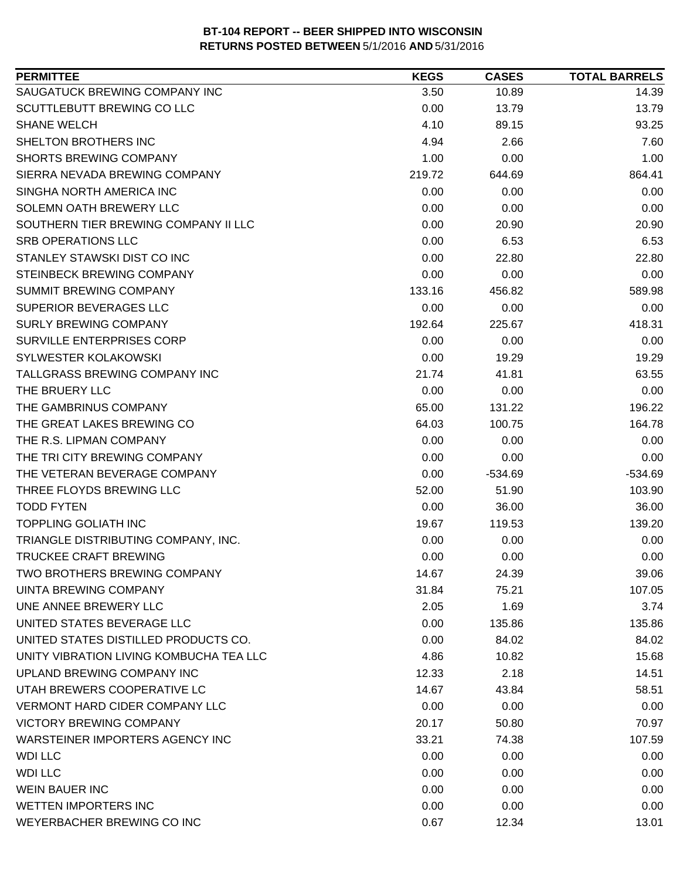**BT-104 REPORT -- BEER SHIPPED INTO WISCONSIN**
**RETURNS POSTED BETWEEN** 5/1/2016 **AND** 5/31/2016

| PERMITTEE | KEGS | CASES | TOTAL BARRELS |
|---|---|---|---|
| SAUGATUCK BREWING COMPANY INC | 3.50 | 10.89 | 14.39 |
| SCUTTLEBUTT BREWING CO LLC | 0.00 | 13.79 | 13.79 |
| SHANE WELCH | 4.10 | 89.15 | 93.25 |
| SHELTON BROTHERS INC | 4.94 | 2.66 | 7.60 |
| SHORTS BREWING COMPANY | 1.00 | 0.00 | 1.00 |
| SIERRA NEVADA BREWING COMPANY | 219.72 | 644.69 | 864.41 |
| SINGHA NORTH AMERICA INC | 0.00 | 0.00 | 0.00 |
| SOLEMN OATH BREWERY LLC | 0.00 | 0.00 | 0.00 |
| SOUTHERN TIER BREWING COMPANY II LLC | 0.00 | 20.90 | 20.90 |
| SRB OPERATIONS LLC | 0.00 | 6.53 | 6.53 |
| STANLEY STAWSKI DIST CO INC | 0.00 | 22.80 | 22.80 |
| STEINBECK BREWING COMPANY | 0.00 | 0.00 | 0.00 |
| SUMMIT BREWING COMPANY | 133.16 | 456.82 | 589.98 |
| SUPERIOR BEVERAGES LLC | 0.00 | 0.00 | 0.00 |
| SURLY BREWING COMPANY | 192.64 | 225.67 | 418.31 |
| SURVILLE ENTERPRISES CORP | 0.00 | 0.00 | 0.00 |
| SYLWESTER KOLAKOWSKI | 0.00 | 19.29 | 19.29 |
| TALLGRASS BREWING COMPANY INC | 21.74 | 41.81 | 63.55 |
| THE BRUERY LLC | 0.00 | 0.00 | 0.00 |
| THE GAMBRINUS COMPANY | 65.00 | 131.22 | 196.22 |
| THE GREAT LAKES BREWING CO | 64.03 | 100.75 | 164.78 |
| THE R.S. LIPMAN COMPANY | 0.00 | 0.00 | 0.00 |
| THE TRI CITY BREWING COMPANY | 0.00 | 0.00 | 0.00 |
| THE VETERAN BEVERAGE COMPANY | 0.00 | -534.69 | -534.69 |
| THREE FLOYDS BREWING LLC | 52.00 | 51.90 | 103.90 |
| TODD FYTEN | 0.00 | 36.00 | 36.00 |
| TOPPLING GOLIATH INC | 19.67 | 119.53 | 139.20 |
| TRIANGLE DISTRIBUTING COMPANY, INC. | 0.00 | 0.00 | 0.00 |
| TRUCKEE CRAFT BREWING | 0.00 | 0.00 | 0.00 |
| TWO BROTHERS BREWING COMPANY | 14.67 | 24.39 | 39.06 |
| UINTA BREWING COMPANY | 31.84 | 75.21 | 107.05 |
| UNE ANNEE BREWERY LLC | 2.05 | 1.69 | 3.74 |
| UNITED STATES BEVERAGE LLC | 0.00 | 135.86 | 135.86 |
| UNITED STATES DISTILLED PRODUCTS CO. | 0.00 | 84.02 | 84.02 |
| UNITY VIBRATION LIVING KOMBUCHA TEA LLC | 4.86 | 10.82 | 15.68 |
| UPLAND BREWING COMPANY INC | 12.33 | 2.18 | 14.51 |
| UTAH BREWERS COOPERATIVE LC | 14.67 | 43.84 | 58.51 |
| VERMONT HARD CIDER COMPANY LLC | 0.00 | 0.00 | 0.00 |
| VICTORY BREWING COMPANY | 20.17 | 50.80 | 70.97 |
| WARSTEINER IMPORTERS AGENCY INC | 33.21 | 74.38 | 107.59 |
| WDI LLC | 0.00 | 0.00 | 0.00 |
| WDI LLC | 0.00 | 0.00 | 0.00 |
| WEIN BAUER INC | 0.00 | 0.00 | 0.00 |
| WETTEN IMPORTERS INC | 0.00 | 0.00 | 0.00 |
| WEYERBACHER BREWING CO INC | 0.67 | 12.34 | 13.01 |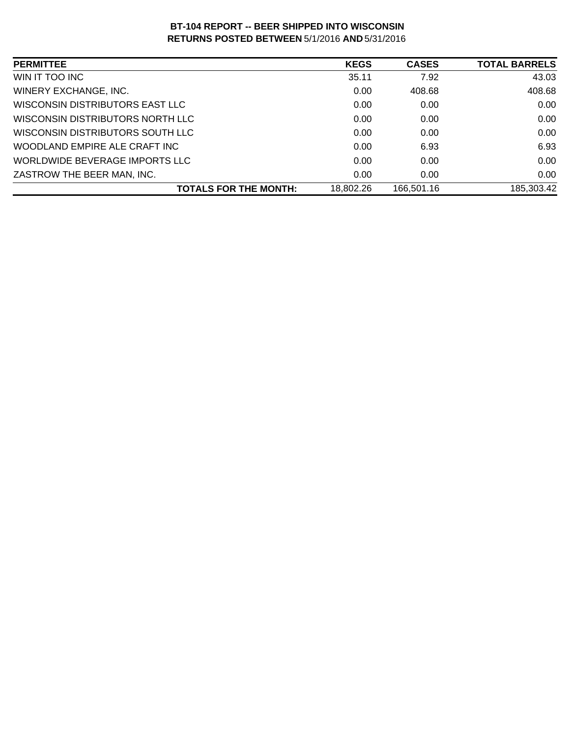**BT-104 REPORT -- BEER SHIPPED INTO WISCONSIN**
**RETURNS POSTED BETWEEN** 5/1/2016 **AND** 5/31/2016

| PERMITTEE | KEGS | CASES | TOTAL BARRELS |
|---|---|---|---|
| WIN IT TOO INC | 35.11 | 7.92 | 43.03 |
| WINERY EXCHANGE, INC. | 0.00 | 408.68 | 408.68 |
| WISCONSIN DISTRIBUTORS EAST LLC | 0.00 | 0.00 | 0.00 |
| WISCONSIN DISTRIBUTORS NORTH LLC | 0.00 | 0.00 | 0.00 |
| WISCONSIN DISTRIBUTORS SOUTH LLC | 0.00 | 0.00 | 0.00 |
| WOODLAND EMPIRE ALE CRAFT INC | 0.00 | 6.93 | 6.93 |
| WORLDWIDE BEVERAGE IMPORTS LLC | 0.00 | 0.00 | 0.00 |
| ZASTROW THE BEER MAN, INC. | 0.00 | 0.00 | 0.00 |
| **TOTALS FOR THE MONTH:** | 18,802.26 | 166,501.16 | 185,303.42 |